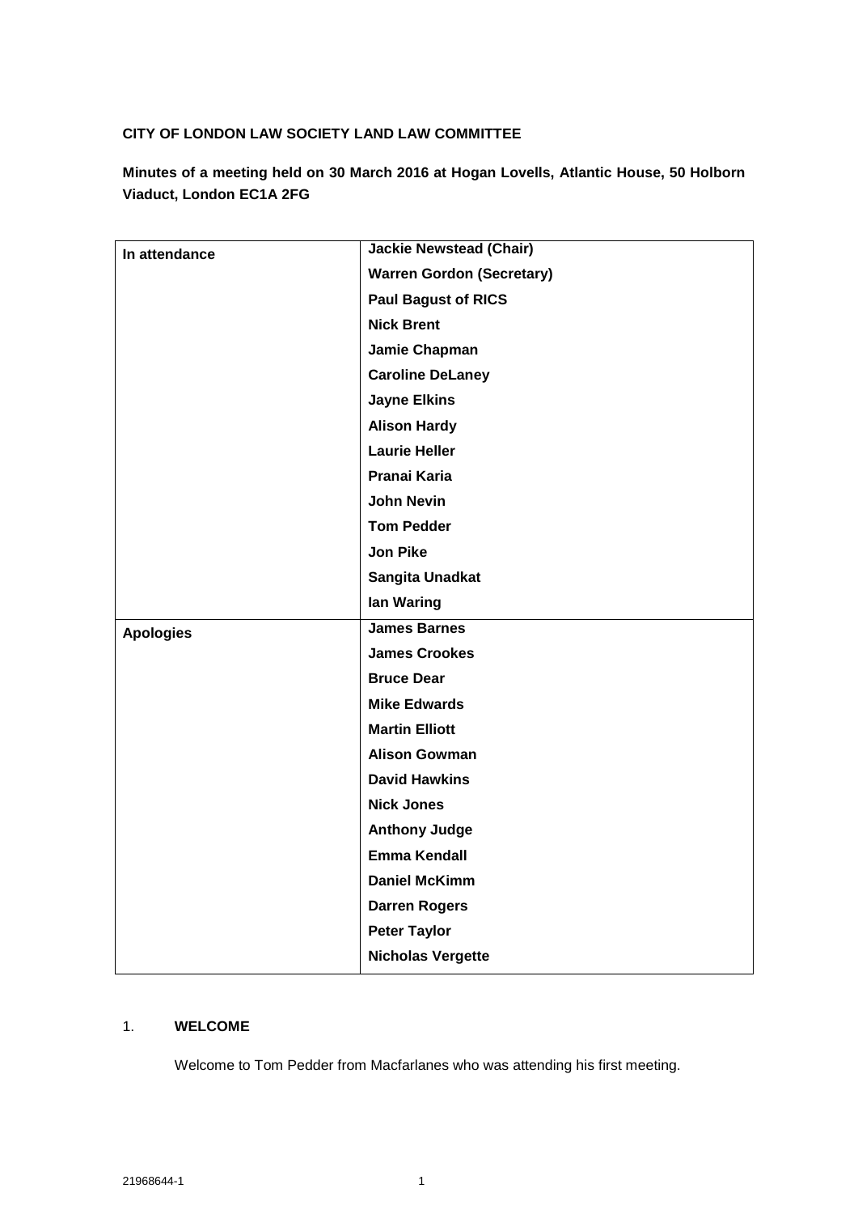**CITY OF LONDON LAW SOCIETY LAND LAW COMMITTEE**

**Minutes of a meeting held on 30 March 2016 at Hogan Lovells, Atlantic House, 50 Holborn Viaduct, London EC1A 2FG**

| | |
|---|---|
| **In attendance** | **Jackie Newstead (Chair)** |
| | **Warren Gordon (Secretary)** |
| | **Paul Bagust of RICS** |
| | **Nick Brent** |
| | **Jamie Chapman** |
| | **Caroline DeLaney** |
| | **Jayne Elkins** |
| | **Alison Hardy** |
| | **Laurie Heller** |
| | **Pranai Karia** |
| | **John Nevin** |
| | **Tom Pedder** |
| | **Jon Pike** |
| | **Sangita Unadkat** |
| | **Ian Waring** |
| **Apologies** | **James Barnes** |
| | **James Crookes** |
| | **Bruce Dear** |
| | **Mike Edwards** |
| | **Martin Elliott** |
| | **Alison Gowman** |
| | **David Hawkins** |
| | **Nick Jones** |
| | **Anthony Judge** |
| | **Emma Kendall** |
| | **Daniel McKimm** |
| | **Darren Rogers** |
| | **Peter Taylor** |
| | **Nicholas Vergette** |

1. **WELCOME**

   Welcome to Tom Pedder from Macfarlanes who was attending his first meeting.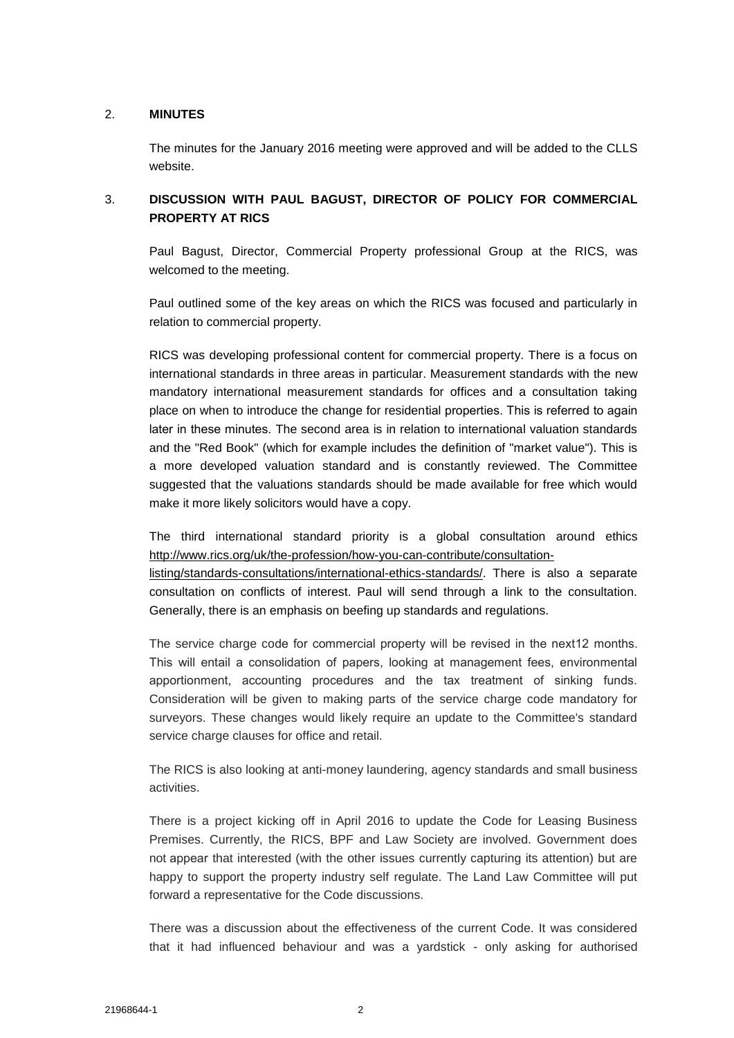## 2. MINUTES

The minutes for the January 2016 meeting were approved and will be added to the CLLS website.

## 3. DISCUSSION WITH PAUL BAGUST, DIRECTOR OF POLICY FOR COMMERCIAL PROPERTY AT RICS

Paul Bagust, Director, Commercial Property professional Group at the RICS, was welcomed to the meeting.

Paul outlined some of the key areas on which the RICS was focused and particularly in relation to commercial property.

RICS was developing professional content for commercial property. There is a focus on international standards in three areas in particular. Measurement standards with the new mandatory international measurement standards for offices and a consultation taking place on when to introduce the change for residential properties. This is referred to again later in these minutes. The second area is in relation to international valuation standards and the "Red Book" (which for example includes the definition of "market value"). This is a more developed valuation standard and is constantly reviewed. The Committee suggested that the valuations standards should be made available for free which would make it more likely solicitors would have a copy.

The third international standard priority is a global consultation around ethics http://www.rics.org/uk/the-profession/how-you-can-contribute/consultation-listing/standards-consultations/international-ethics-standards/. There is also a separate consultation on conflicts of interest. Paul will send through a link to the consultation. Generally, there is an emphasis on beefing up standards and regulations.

The service charge code for commercial property will be revised in the next12 months. This will entail a consolidation of papers, looking at management fees, environmental apportionment, accounting procedures and the tax treatment of sinking funds. Consideration will be given to making parts of the service charge code mandatory for surveyors. These changes would likely require an update to the Committee's standard service charge clauses for office and retail.

The RICS is also looking at anti-money laundering, agency standards and small business activities.

There is a project kicking off in April 2016 to update the Code for Leasing Business Premises. Currently, the RICS, BPF and Law Society are involved. Government does not appear that interested (with the other issues currently capturing its attention) but are happy to support the property industry self regulate. The Land Law Committee will put forward a representative for the Code discussions.

There was a discussion about the effectiveness of the current Code. It was considered that it had influenced behaviour and was a yardstick - only asking for authorised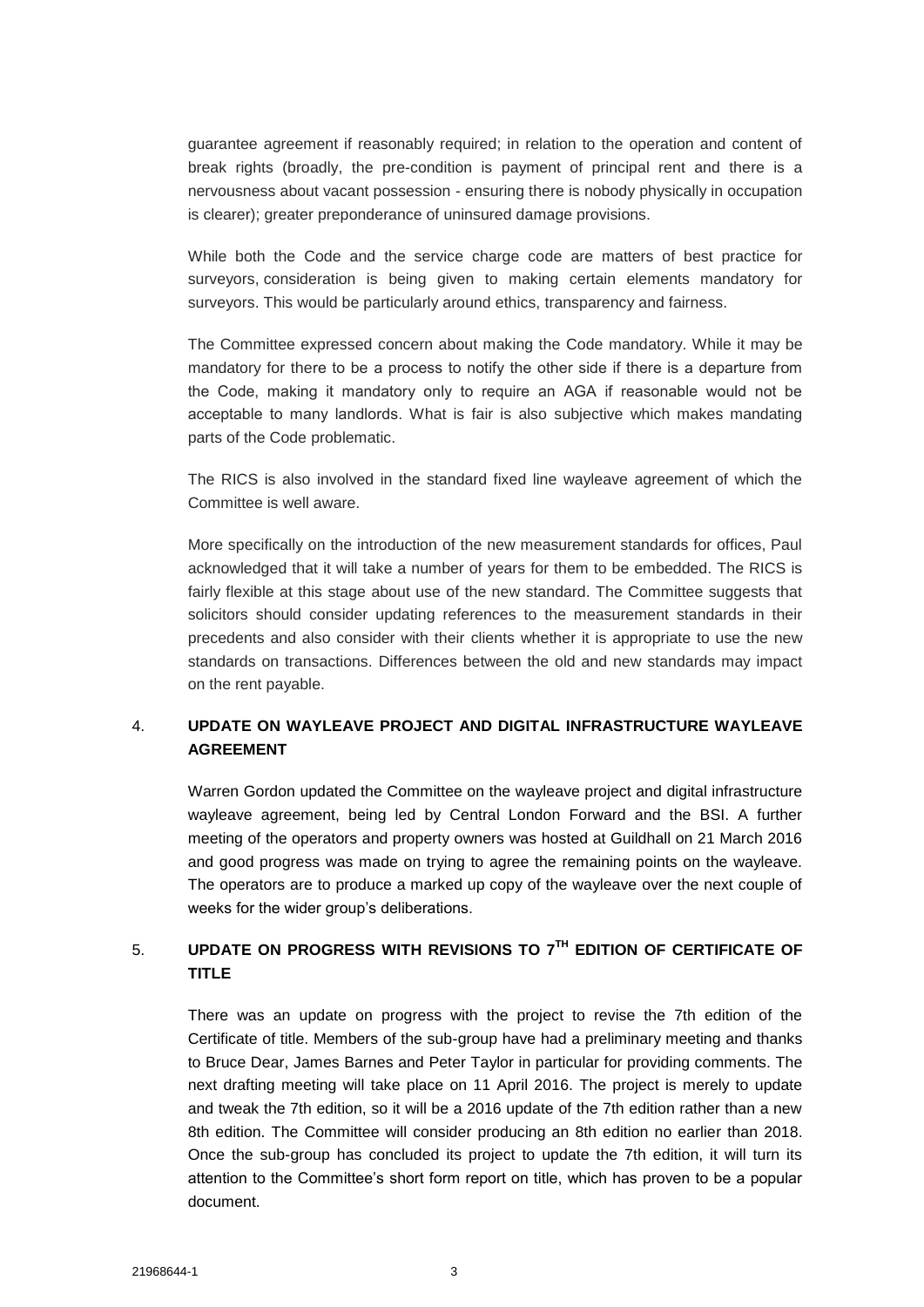guarantee agreement if reasonably required; in relation to the operation and content of break rights (broadly, the pre-condition is payment of principal rent and there is a nervousness about vacant possession - ensuring there is nobody physically in occupation is clearer); greater preponderance of uninsured damage provisions.

While both the Code and the service charge code are matters of best practice for surveyors, consideration is being given to making certain elements mandatory for surveyors. This would be particularly around ethics, transparency and fairness.

The Committee expressed concern about making the Code mandatory. While it may be mandatory for there to be a process to notify the other side if there is a departure from the Code, making it mandatory only to require an AGA if reasonable would not be acceptable to many landlords. What is fair is also subjective which makes mandating parts of the Code problematic.

The RICS is also involved in the standard fixed line wayleave agreement of which the Committee is well aware.

More specifically on the introduction of the new measurement standards for offices, Paul acknowledged that it will take a number of years for them to be embedded. The RICS is fairly flexible at this stage about use of the new standard. The Committee suggests that solicitors should consider updating references to the measurement standards in their precedents and also consider with their clients whether it is appropriate to use the new standards on transactions. Differences between the old and new standards may impact on the rent payable.

## 4. UPDATE ON WAYLEAVE PROJECT AND DIGITAL INFRASTRUCTURE WAYLEAVE AGREEMENT

Warren Gordon updated the Committee on the wayleave project and digital infrastructure wayleave agreement, being led by Central London Forward and the BSI. A further meeting of the operators and property owners was hosted at Guildhall on 21 March 2016 and good progress was made on trying to agree the remaining points on the wayleave. The operators are to produce a marked up copy of the wayleave over the next couple of weeks for the wider group's deliberations.

## 5. UPDATE ON PROGRESS WITH REVISIONS TO 7TH EDITION OF CERTIFICATE OF TITLE

There was an update on progress with the project to revise the 7th edition of the Certificate of title. Members of the sub-group have had a preliminary meeting and thanks to Bruce Dear, James Barnes and Peter Taylor in particular for providing comments. The next drafting meeting will take place on 11 April 2016. The project is merely to update and tweak the 7th edition, so it will be a 2016 update of the 7th edition rather than a new 8th edition. The Committee will consider producing an 8th edition no earlier than 2018. Once the sub-group has concluded its project to update the 7th edition, it will turn its attention to the Committee's short form report on title, which has proven to be a popular document.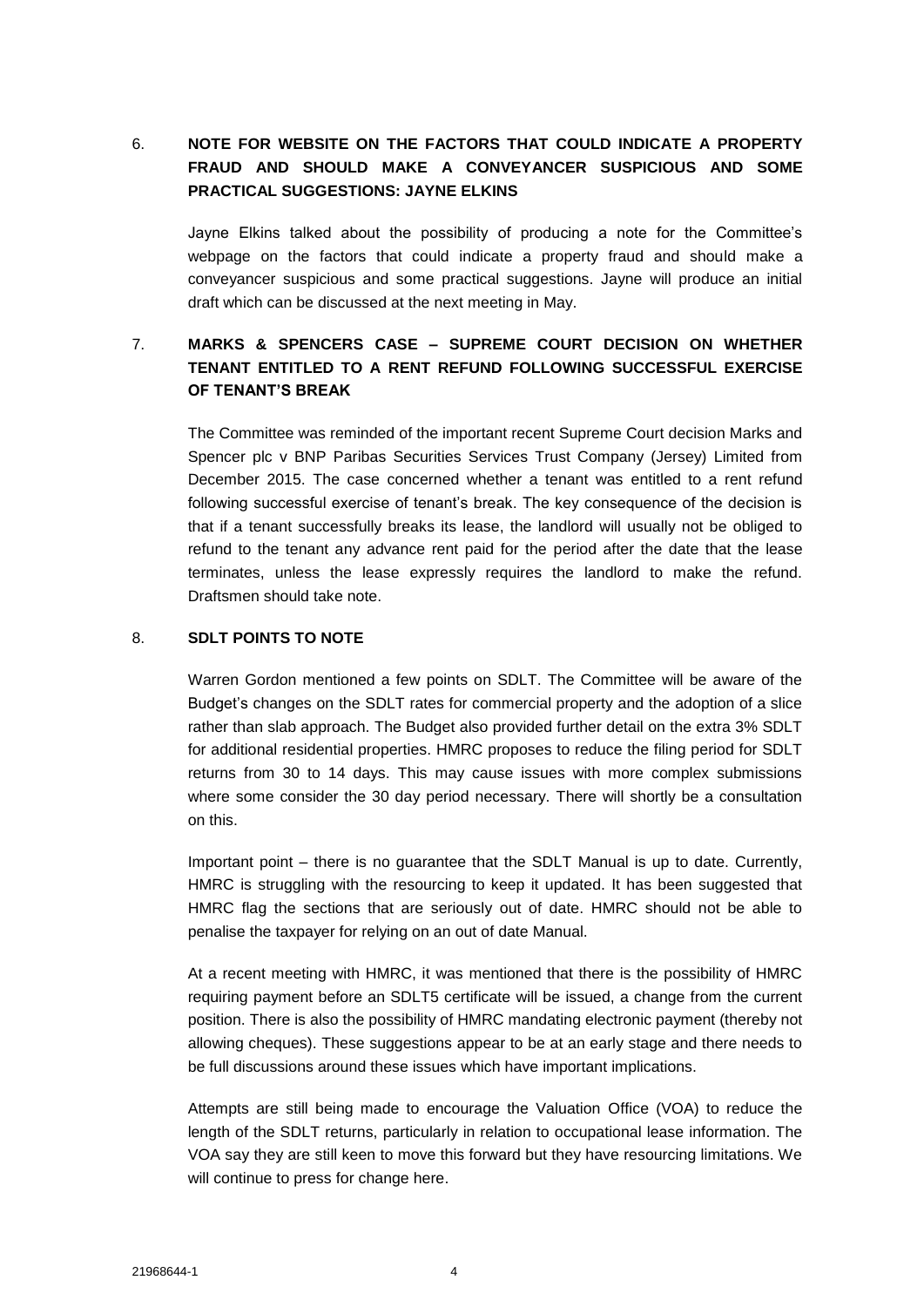## 6. NOTE FOR WEBSITE ON THE FACTORS THAT COULD INDICATE A PROPERTY FRAUD AND SHOULD MAKE A CONVEYANCER SUSPICIOUS AND SOME PRACTICAL SUGGESTIONS: JAYNE ELKINS

Jayne Elkins talked about the possibility of producing a note for the Committee's webpage on the factors that could indicate a property fraud and should make a conveyancer suspicious and some practical suggestions. Jayne will produce an initial draft which can be discussed at the next meeting in May.

## 7. MARKS & SPENCERS CASE – SUPREME COURT DECISION ON WHETHER TENANT ENTITLED TO A RENT REFUND FOLLOWING SUCCESSFUL EXERCISE OF TENANT'S BREAK

The Committee was reminded of the important recent Supreme Court decision Marks and Spencer plc v BNP Paribas Securities Services Trust Company (Jersey) Limited from December 2015. The case concerned whether a tenant was entitled to a rent refund following successful exercise of tenant's break. The key consequence of the decision is that if a tenant successfully breaks its lease, the landlord will usually not be obliged to refund to the tenant any advance rent paid for the period after the date that the lease terminates, unless the lease expressly requires the landlord to make the refund. Draftsmen should take note.

## 8. SDLT POINTS TO NOTE

Warren Gordon mentioned a few points on SDLT. The Committee will be aware of the Budget's changes on the SDLT rates for commercial property and the adoption of a slice rather than slab approach. The Budget also provided further detail on the extra 3% SDLT for additional residential properties. HMRC proposes to reduce the filing period for SDLT returns from 30 to 14 days. This may cause issues with more complex submissions where some consider the 30 day period necessary. There will shortly be a consultation on this.

Important point – there is no guarantee that the SDLT Manual is up to date. Currently, HMRC is struggling with the resourcing to keep it updated. It has been suggested that HMRC flag the sections that are seriously out of date. HMRC should not be able to penalise the taxpayer for relying on an out of date Manual.

At a recent meeting with HMRC, it was mentioned that there is the possibility of HMRC requiring payment before an SDLT5 certificate will be issued, a change from the current position. There is also the possibility of HMRC mandating electronic payment (thereby not allowing cheques). These suggestions appear to be at an early stage and there needs to be full discussions around these issues which have important implications.

Attempts are still being made to encourage the Valuation Office (VOA) to reduce the length of the SDLT returns, particularly in relation to occupational lease information. The VOA say they are still keen to move this forward but they have resourcing limitations. We will continue to press for change here.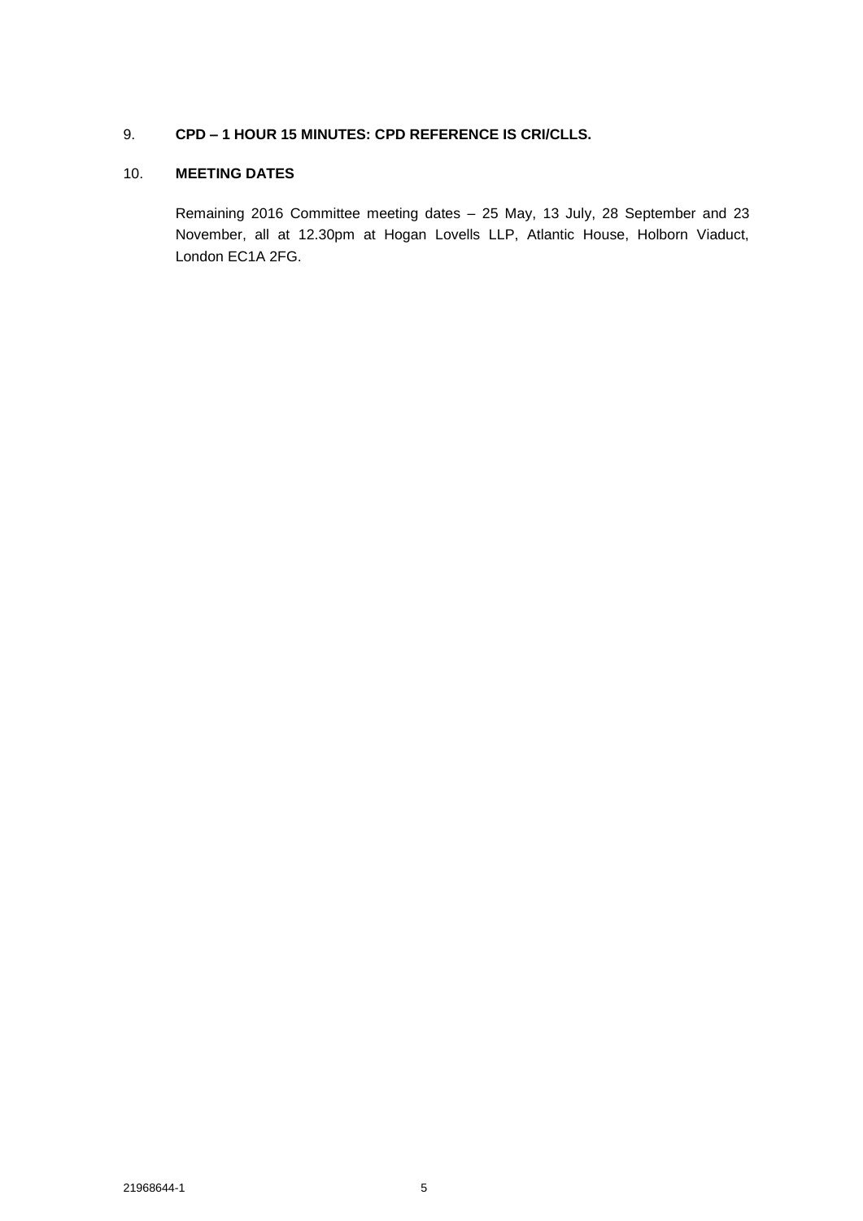9. **CPD – 1 HOUR 15 MINUTES: CPD REFERENCE IS CRI/CLLS.**

10. **MEETING DATES**

Remaining 2016 Committee meeting dates – 25 May, 13 July, 28 September and 23 November, all at 12.30pm at Hogan Lovells LLP, Atlantic House, Holborn Viaduct, London EC1A 2FG.